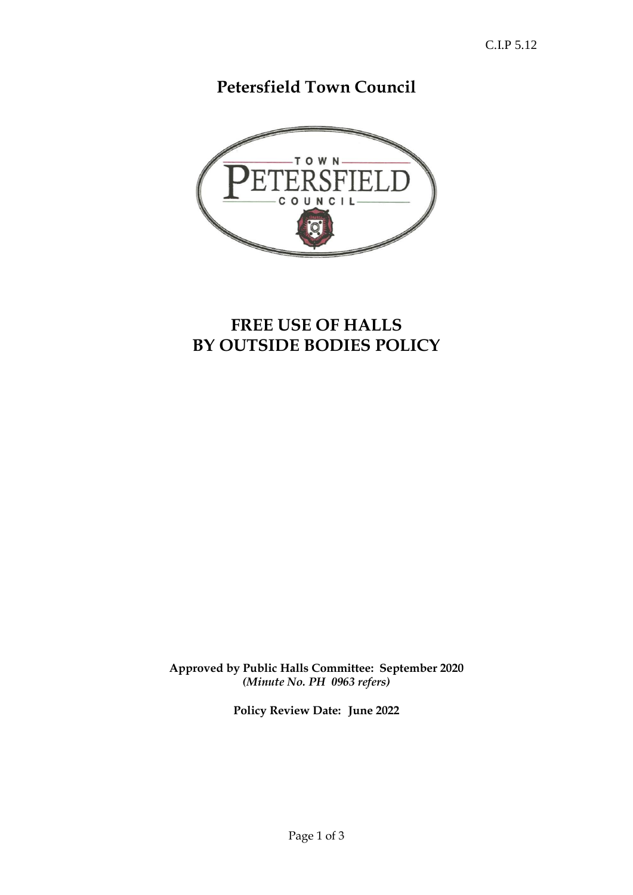C.I.P 5.12

# Petersfield Town Council

# FREE USE OF HALLS BY OUTSIDE BODIES POLICY

**Approved by Public Halls Committee: September 2020**
***(Minute No. PH 0963 refers)***

**Policy Review Date: June 2022**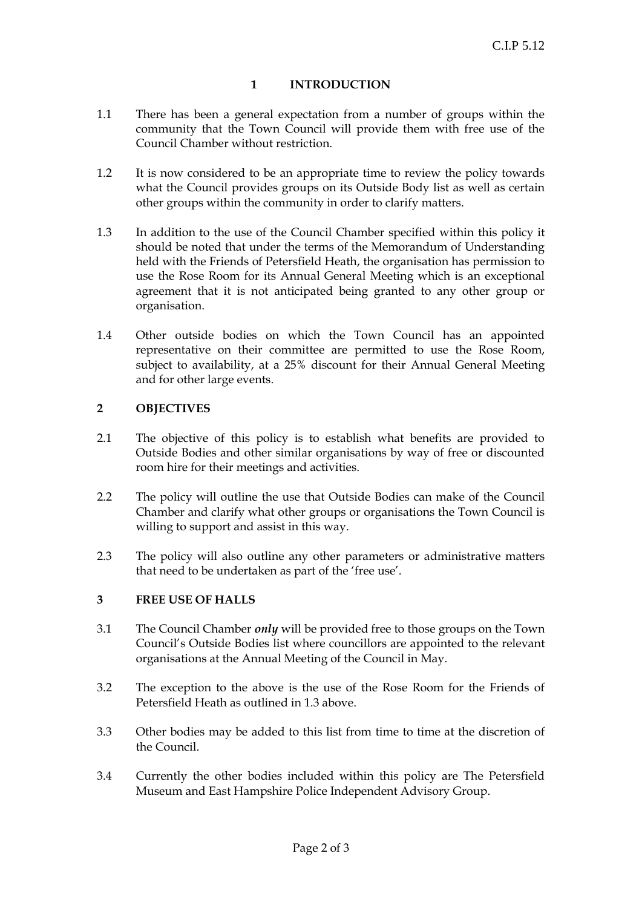## 1 INTRODUCTION

1.1 There has been a general expectation from a number of groups within the community that the Town Council will provide them with free use of the Council Chamber without restriction.

1.2 It is now considered to be an appropriate time to review the policy towards what the Council provides groups on its Outside Body list as well as certain other groups within the community in order to clarify matters.

1.3 In addition to the use of the Council Chamber specified within this policy it should be noted that under the terms of the Memorandum of Understanding held with the Friends of Petersfield Heath, the organisation has permission to use the Rose Room for its Annual General Meeting which is an exceptional agreement that it is not anticipated being granted to any other group or organisation.

1.4 Other outside bodies on which the Town Council has an appointed representative on their committee are permitted to use the Rose Room, subject to availability, at a 25% discount for their Annual General Meeting and for other large events.

## 2 OBJECTIVES

2.1 The objective of this policy is to establish what benefits are provided to Outside Bodies and other similar organisations by way of free or discounted room hire for their meetings and activities.

2.2 The policy will outline the use that Outside Bodies can make of the Council Chamber and clarify what other groups or organisations the Town Council is willing to support and assist in this way.

2.3 The policy will also outline any other parameters or administrative matters that need to be undertaken as part of the 'free use'.

## 3 FREE USE OF HALLS

3.1 The Council Chamber ***only*** will be provided free to those groups on the Town Council's Outside Bodies list where councillors are appointed to the relevant organisations at the Annual Meeting of the Council in May.

3.2 The exception to the above is the use of the Rose Room for the Friends of Petersfield Heath as outlined in 1.3 above.

3.3 Other bodies may be added to this list from time to time at the discretion of the Council.

3.4 Currently the other bodies included within this policy are The Petersfield Museum and East Hampshire Police Independent Advisory Group.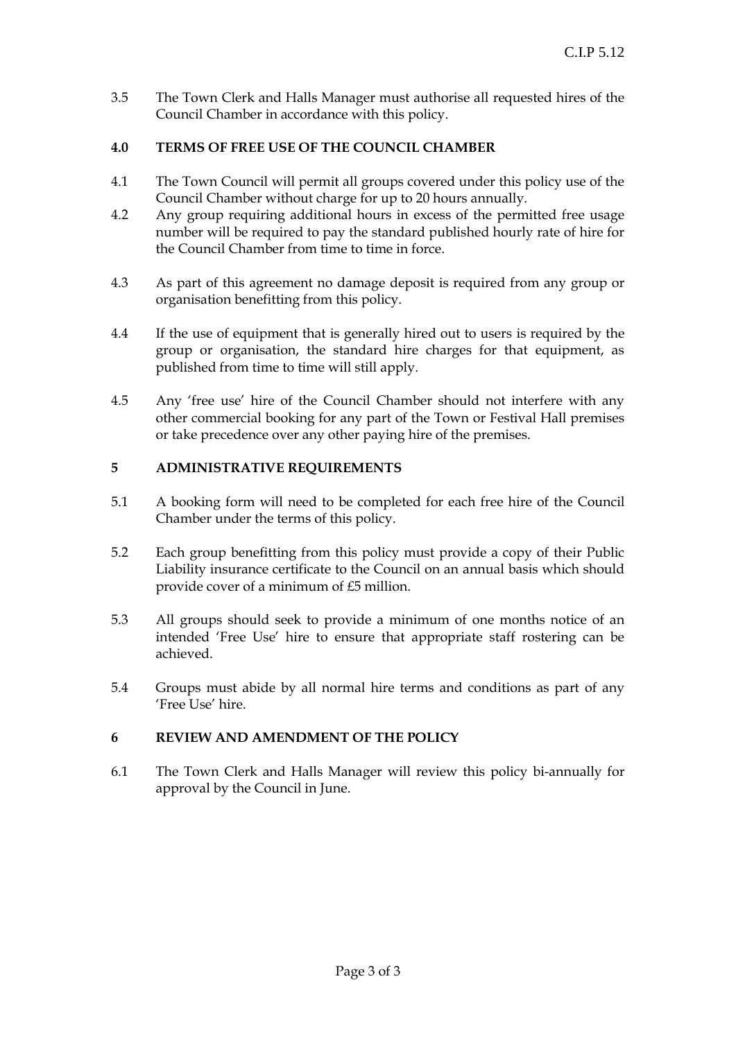3.5 The Town Clerk and Halls Manager must authorise all requested hires of the Council Chamber in accordance with this policy.

## 4.0 TERMS OF FREE USE OF THE COUNCIL CHAMBER

4.1 The Town Council will permit all groups covered under this policy use of the Council Chamber without charge for up to 20 hours annually.

4.2 Any group requiring additional hours in excess of the permitted free usage number will be required to pay the standard published hourly rate of hire for the Council Chamber from time to time in force.

4.3 As part of this agreement no damage deposit is required from any group or organisation benefitting from this policy.

4.4 If the use of equipment that is generally hired out to users is required by the group or organisation, the standard hire charges for that equipment, as published from time to time will still apply.

4.5 Any 'free use' hire of the Council Chamber should not interfere with any other commercial booking for any part of the Town or Festival Hall premises or take precedence over any other paying hire of the premises.

## 5 ADMINISTRATIVE REQUIREMENTS

5.1 A booking form will need to be completed for each free hire of the Council Chamber under the terms of this policy.

5.2 Each group benefitting from this policy must provide a copy of their Public Liability insurance certificate to the Council on an annual basis which should provide cover of a minimum of £5 million.

5.3 All groups should seek to provide a minimum of one months notice of an intended 'Free Use' hire to ensure that appropriate staff rostering can be achieved.

5.4 Groups must abide by all normal hire terms and conditions as part of any 'Free Use' hire.

## 6 REVIEW AND AMENDMENT OF THE POLICY

6.1 The Town Clerk and Halls Manager will review this policy bi-annually for approval by the Council in June.